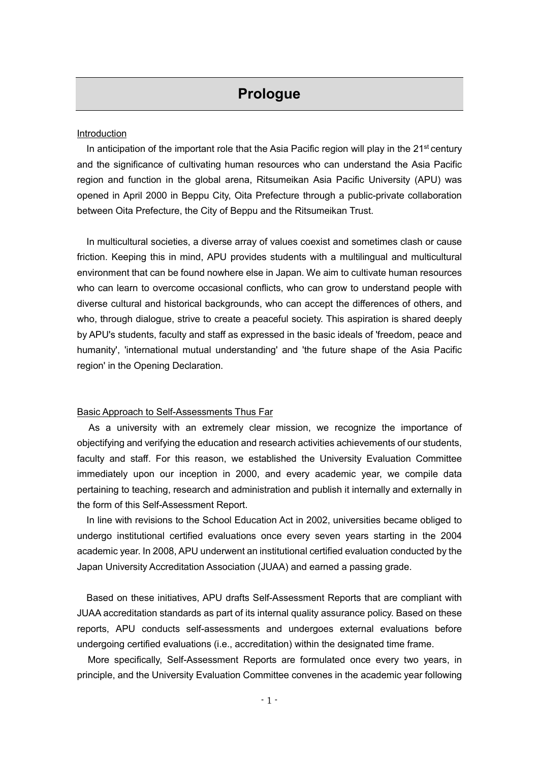# Prologue

<u>Introduction</u>

In anticipation of the important role that the Asia Pacific region will play in the 21st century and the significance of cultivating human resources who can understand the Asia Pacific region and function in the global arena, Ritsumeikan Asia Pacific University (APU) was opened in April 2000 in Beppu City, Oita Prefecture through a public-private collaboration between Oita Prefecture, the City of Beppu and the Ritsumeikan Trust.

In multicultural societies, a diverse array of values coexist and sometimes clash or cause friction. Keeping this in mind, APU provides students with a multilingual and multicultural environment that can be found nowhere else in Japan. We aim to cultivate human resources who can learn to overcome occasional conflicts, who can grow to understand people with diverse cultural and historical backgrounds, who can accept the differences of others, and who, through dialogue, strive to create a peaceful society. This aspiration is shared deeply by APU's students, faculty and staff as expressed in the basic ideals of 'freedom, peace and humanity', 'international mutual understanding' and 'the future shape of the Asia Pacific region' in the Opening Declaration.

<u>Basic Approach to Self-Assessments Thus Far</u>

As a university with an extremely clear mission, we recognize the importance of objectifying and verifying the education and research activities achievements of our students, faculty and staff. For this reason, we established the University Evaluation Committee immediately upon our inception in 2000, and every academic year, we compile data pertaining to teaching, research and administration and publish it internally and externally in the form of this Self-Assessment Report.

In line with revisions to the School Education Act in 2002, universities became obliged to undergo institutional certified evaluations once every seven years starting in the 2004 academic year. In 2008, APU underwent an institutional certified evaluation conducted by the Japan University Accreditation Association (JUAA) and earned a passing grade.

Based on these initiatives, APU drafts Self-Assessment Reports that are compliant with JUAA accreditation standards as part of its internal quality assurance policy. Based on these reports, APU conducts self-assessments and undergoes external evaluations before undergoing certified evaluations (i.e., accreditation) within the designated time frame.

More specifically, Self-Assessment Reports are formulated once every two years, in principle, and the University Evaluation Committee convenes in the academic year following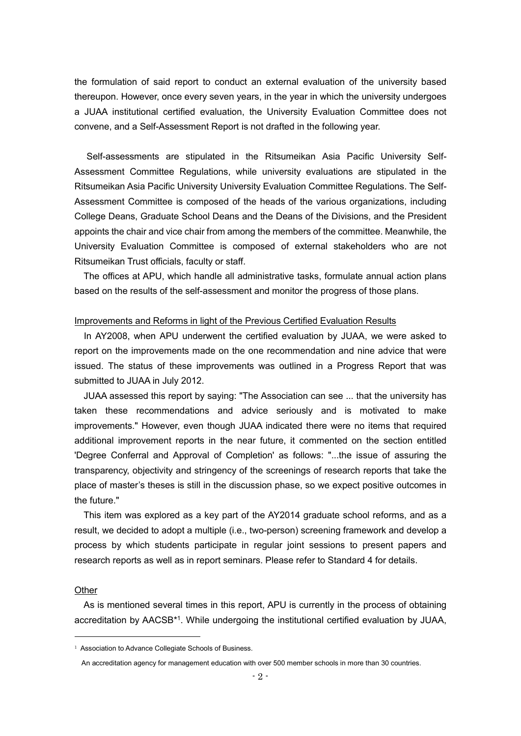the formulation of said report to conduct an external evaluation of the university based thereupon. However, once every seven years, in the year in which the university undergoes a JUAA institutional certified evaluation, the University Evaluation Committee does not convene, and a Self-Assessment Report is not drafted in the following year.

Self-assessments are stipulated in the Ritsumeikan Asia Pacific University Self-Assessment Committee Regulations, while university evaluations are stipulated in the Ritsumeikan Asia Pacific University University Evaluation Committee Regulations. The Self-Assessment Committee is composed of the heads of the various organizations, including College Deans, Graduate School Deans and the Deans of the Divisions, and the President appoints the chair and vice chair from among the members of the committee. Meanwhile, the University Evaluation Committee is composed of external stakeholders who are not Ritsumeikan Trust officials, faculty or staff.

The offices at APU, which handle all administrative tasks, formulate annual action plans based on the results of the self-assessment and monitor the progress of those plans.

<u>Improvements and Reforms in light of the Previous Certified Evaluation Results</u>

In AY2008, when APU underwent the certified evaluation by JUAA, we were asked to report on the improvements made on the one recommendation and nine advice that were issued. The status of these improvements was outlined in a Progress Report that was submitted to JUAA in July 2012.

JUAA assessed this report by saying: "The Association can see ... that the university has taken these recommendations and advice seriously and is motivated to make improvements." However, even though JUAA indicated there were no items that required additional improvement reports in the near future, it commented on the section entitled 'Degree Conferral and Approval of Completion' as follows: "...the issue of assuring the transparency, objectivity and stringency of the screenings of research reports that take the place of master's theses is still in the discussion phase, so we expect positive outcomes in the future."

This item was explored as a key part of the AY2014 graduate school reforms, and as a result, we decided to adopt a multiple (i.e., two-person) screening framework and develop a process by which students participate in regular joint sessions to present papers and research reports as well as in report seminars. Please refer to Standard 4 for details.

<u>Other</u>

As is mentioned several times in this report, APU is currently in the process of obtaining accreditation by AACSB*[1]. While undergoing the institutional certified evaluation by JUAA,

---

[1] Association to Advance Collegiate Schools of Business.

An accreditation agency for management education with over 500 member schools in more than 30 countries.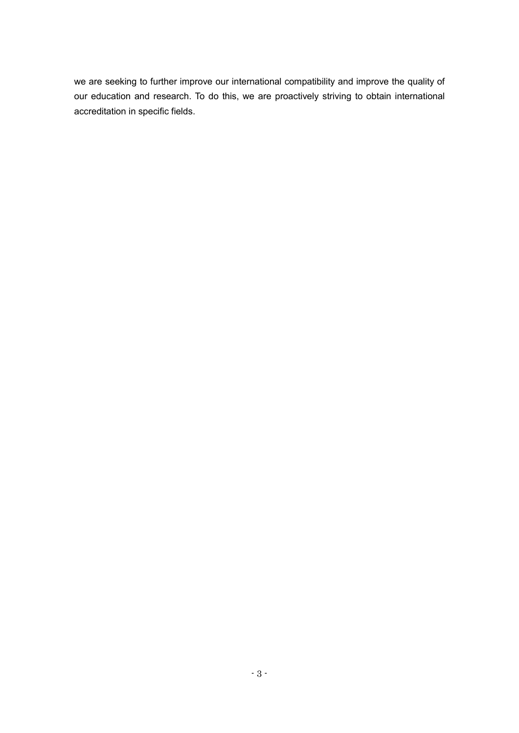we are seeking to further improve our international compatibility and improve the quality of our education and research. To do this, we are proactively striving to obtain international accreditation in specific fields.